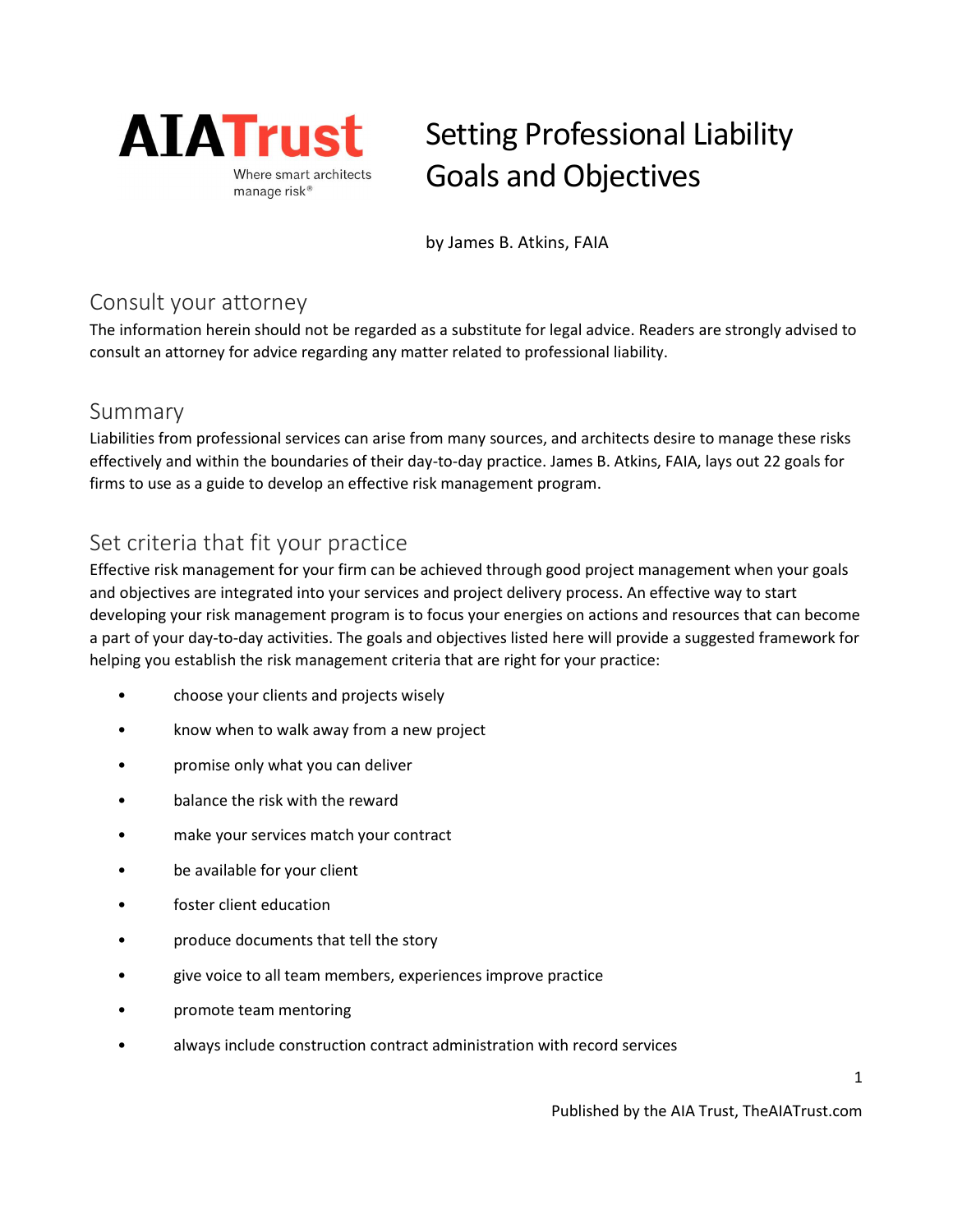AIA Trust

Where smart architects manage risk®

# Setting Professional Liability Goals and Objectives

by James B. Atkins, FAIA

## Consult your attorney

The information herein should not be regarded as a substitute for legal advice. Readers are strongly advised to consult an attorney for advice regarding any matter related to professional liability.

## Summary

Liabilities from professional services can arise from many sources, and architects desire to manage these risks effectively and within the boundaries of their day-to-day practice. James B. Atkins, FAIA, lays out 22 goals for firms to use as a guide to develop an effective risk management program.

## Set criteria that fit your practice

Effective risk management for your firm can be achieved through good project management when your goals and objectives are integrated into your services and project delivery process. An effective way to start developing your risk management program is to focus your energies on actions and resources that can become a part of your day-to-day activities. The goals and objectives listed here will provide a suggested framework for helping you establish the risk management criteria that are right for your practice:

- choose your clients and projects wisely
- know when to walk away from a new project
- promise only what you can deliver
- balance the risk with the reward
- make your services match your contract
- be available for your client
- foster client education
- produce documents that tell the story
- give voice to all team members, experiences improve practice
- promote team mentoring
- always include construction contract administration with record services

Published by the AIA Trust, TheAIATrust.com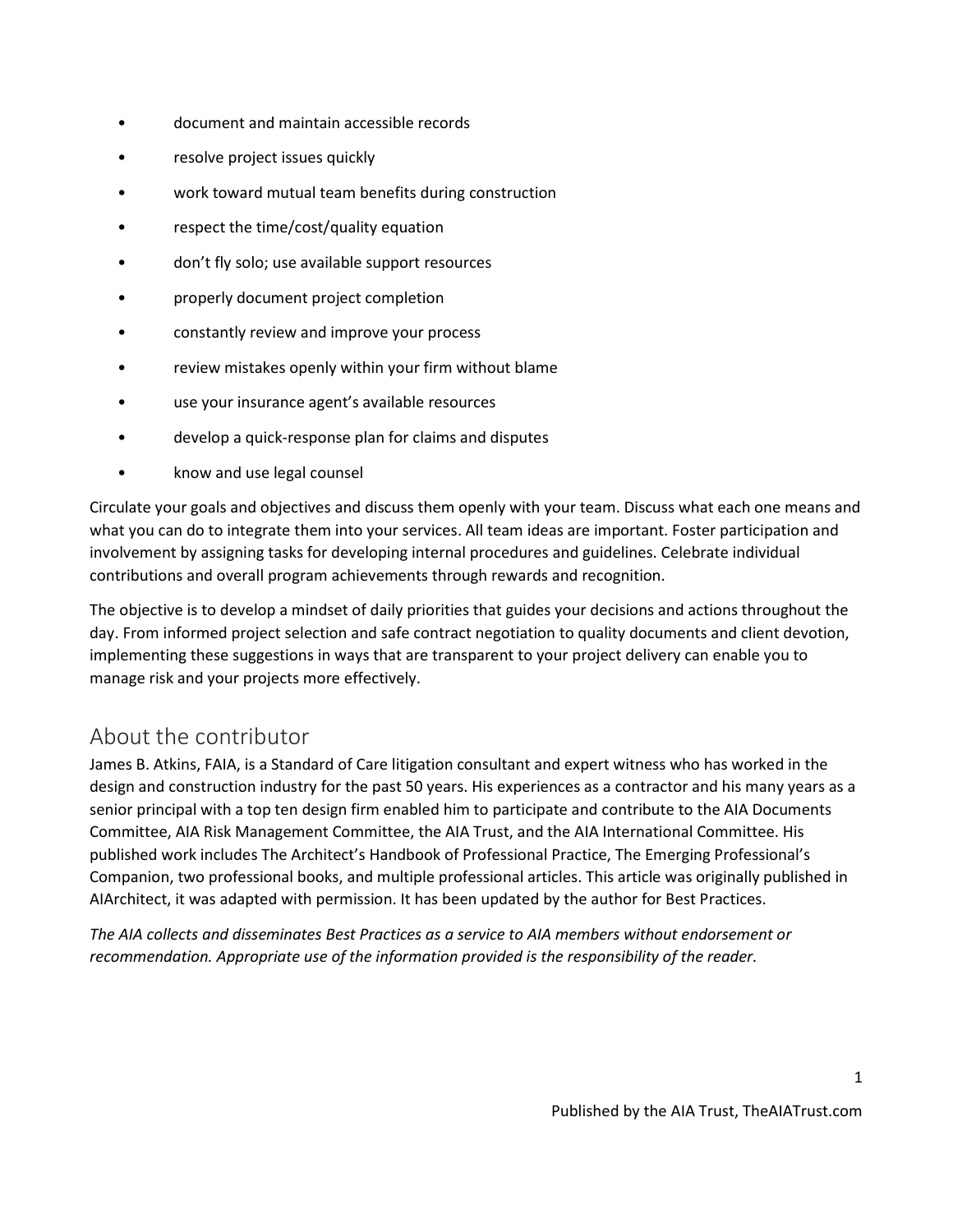- document and maintain accessible records
- resolve project issues quickly
- work toward mutual team benefits during construction
- respect the time/cost/quality equation
- don't fly solo; use available support resources
- properly document project completion
- constantly review and improve your process
- review mistakes openly within your firm without blame
- use your insurance agent's available resources
- develop a quick-response plan for claims and disputes
- know and use legal counsel

Circulate your goals and objectives and discuss them openly with your team. Discuss what each one means and what you can do to integrate them into your services. All team ideas are important. Foster participation and involvement by assigning tasks for developing internal procedures and guidelines. Celebrate individual contributions and overall program achievements through rewards and recognition.

The objective is to develop a mindset of daily priorities that guides your decisions and actions throughout the day. From informed project selection and safe contract negotiation to quality documents and client devotion, implementing these suggestions in ways that are transparent to your project delivery can enable you to manage risk and your projects more effectively.

## About the contributor

James B. Atkins, FAIA, is a Standard of Care litigation consultant and expert witness who has worked in the design and construction industry for the past 50 years. His experiences as a contractor and his many years as a senior principal with a top ten design firm enabled him to participate and contribute to the AIA Documents Committee, AIA Risk Management Committee, the AIA Trust, and the AIA International Committee. His published work includes The Architect's Handbook of Professional Practice, The Emerging Professional's Companion, two professional books, and multiple professional articles. This article was originally published in AIArchitect, it was adapted with permission. It has been updated by the author for Best Practices.

*The AIA collects and disseminates Best Practices as a service to AIA members without endorsement or recommendation. Appropriate use of the information provided is the responsibility of the reader.*